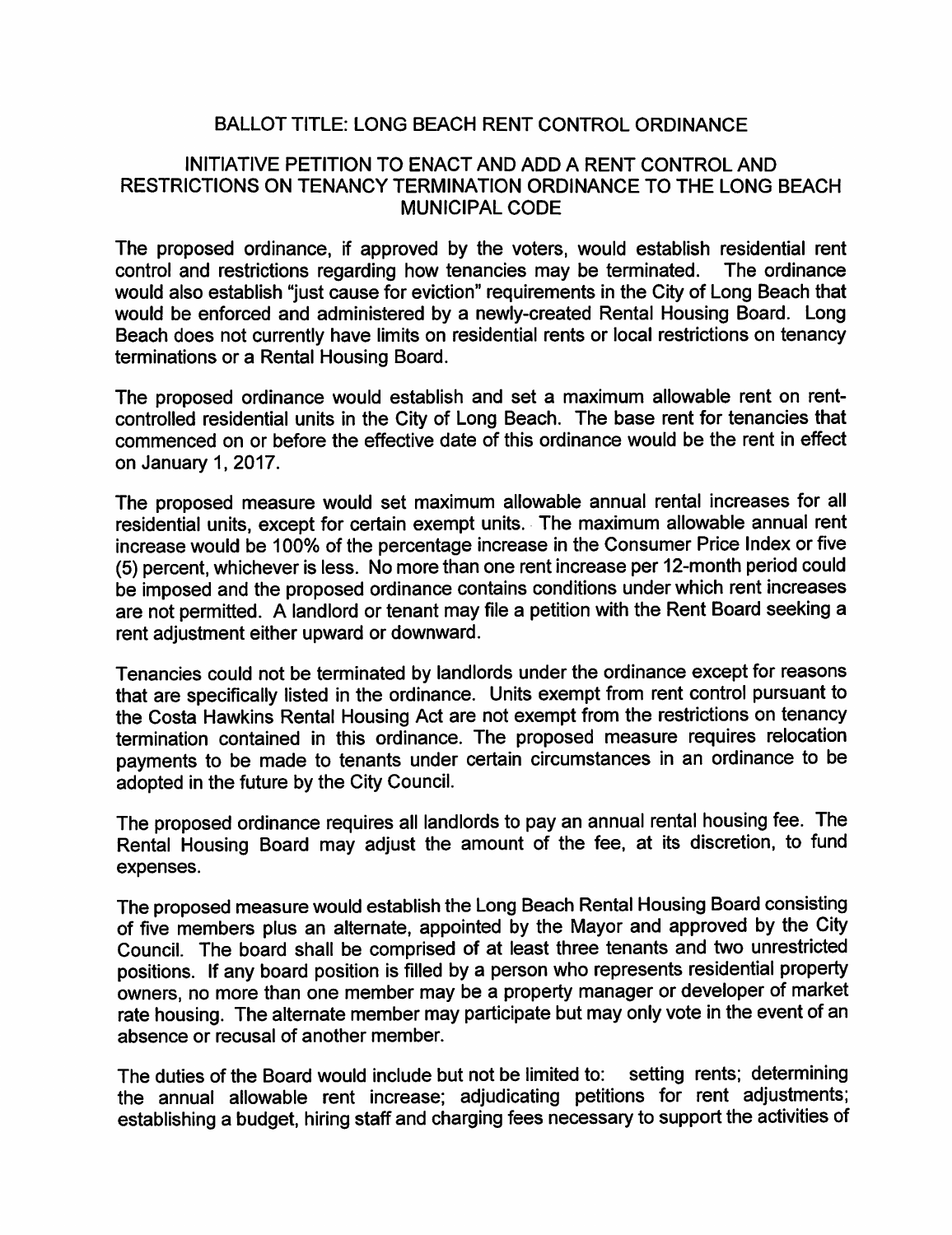# BALLOT TITLE: LONG BEACH RENT CONTROL ORDINANCE

## INITIATIVE PETITION TO ENACT AND ADD A RENT CONTROL AND RESTRICTIONS ON TENANCY TERMINATION ORDINANCE TO THE LONG BEACH MUNICIPAL CODE

The proposed ordinance, if approved by the voters, would establish residential rent control and restrictions regarding how tenancies may be terminated. The ordinance would also establish "just cause for eviction" requirements in the City of Long Beach that would be enforced and administered by a newly-created Rental Housing Board. Long Beach does not currently have limits on residential rents or local restrictions on tenancy terminations or a Rental Housing Board.

The proposed ordinance would establish and set a maximum allowable rent on rent-controlled residential units in the City of Long Beach. The base rent for tenancies that commenced on or before the effective date of this ordinance would be the rent in effect on January 1, 2017.

The proposed measure would set maximum allowable annual rental increases for all residential units, except for certain exempt units. The maximum allowable annual rent increase would be 100% of the percentage increase in the Consumer Price Index or five (5) percent, whichever is less. No more than one rent increase per 12-month period could be imposed and the proposed ordinance contains conditions under which rent increases are not permitted. A landlord or tenant may file a petition with the Rent Board seeking a rent adjustment either upward or downward.

Tenancies could not be terminated by landlords under the ordinance except for reasons that are specifically listed in the ordinance. Units exempt from rent control pursuant to the Costa Hawkins Rental Housing Act are not exempt from the restrictions on tenancy termination contained in this ordinance. The proposed measure requires relocation payments to be made to tenants under certain circumstances in an ordinance to be adopted in the future by the City Council.

The proposed ordinance requires all landlords to pay an annual rental housing fee. The Rental Housing Board may adjust the amount of the fee, at its discretion, to fund expenses.

The proposed measure would establish the Long Beach Rental Housing Board consisting of five members plus an alternate, appointed by the Mayor and approved by the City Council. The board shall be comprised of at least three tenants and two unrestricted positions. If any board position is filled by a person who represents residential property owners, no more than one member may be a property manager or developer of market rate housing. The alternate member may participate but may only vote in the event of an absence or recusal of another member.

The duties of the Board would include but not be limited to: setting rents; determining the annual allowable rent increase; adjudicating petitions for rent adjustments; establishing a budget, hiring staff and charging fees necessary to support the activities of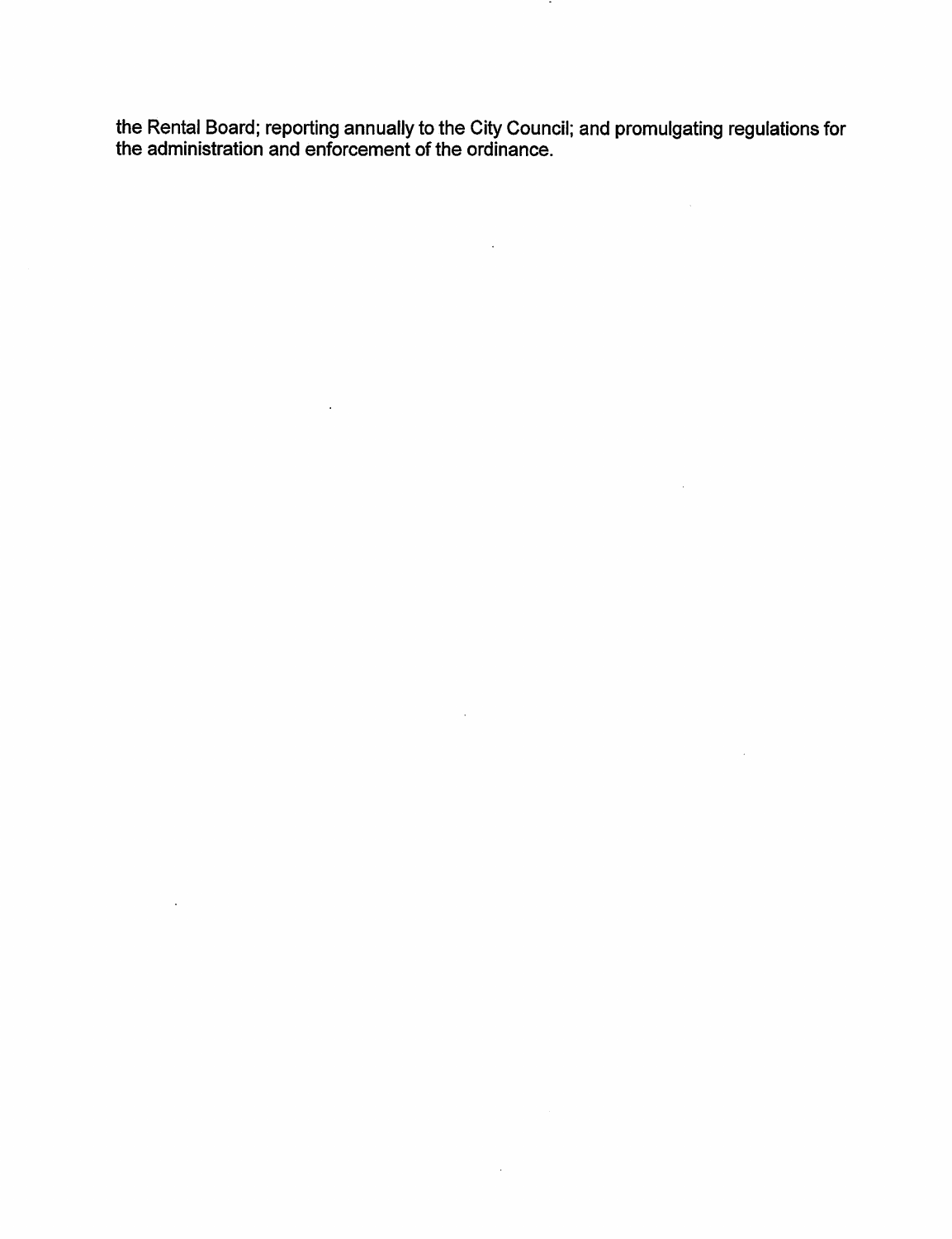the Rental Board; reporting annually to the City Council; and promulgating regulations for the administration and enforcement of the ordinance.